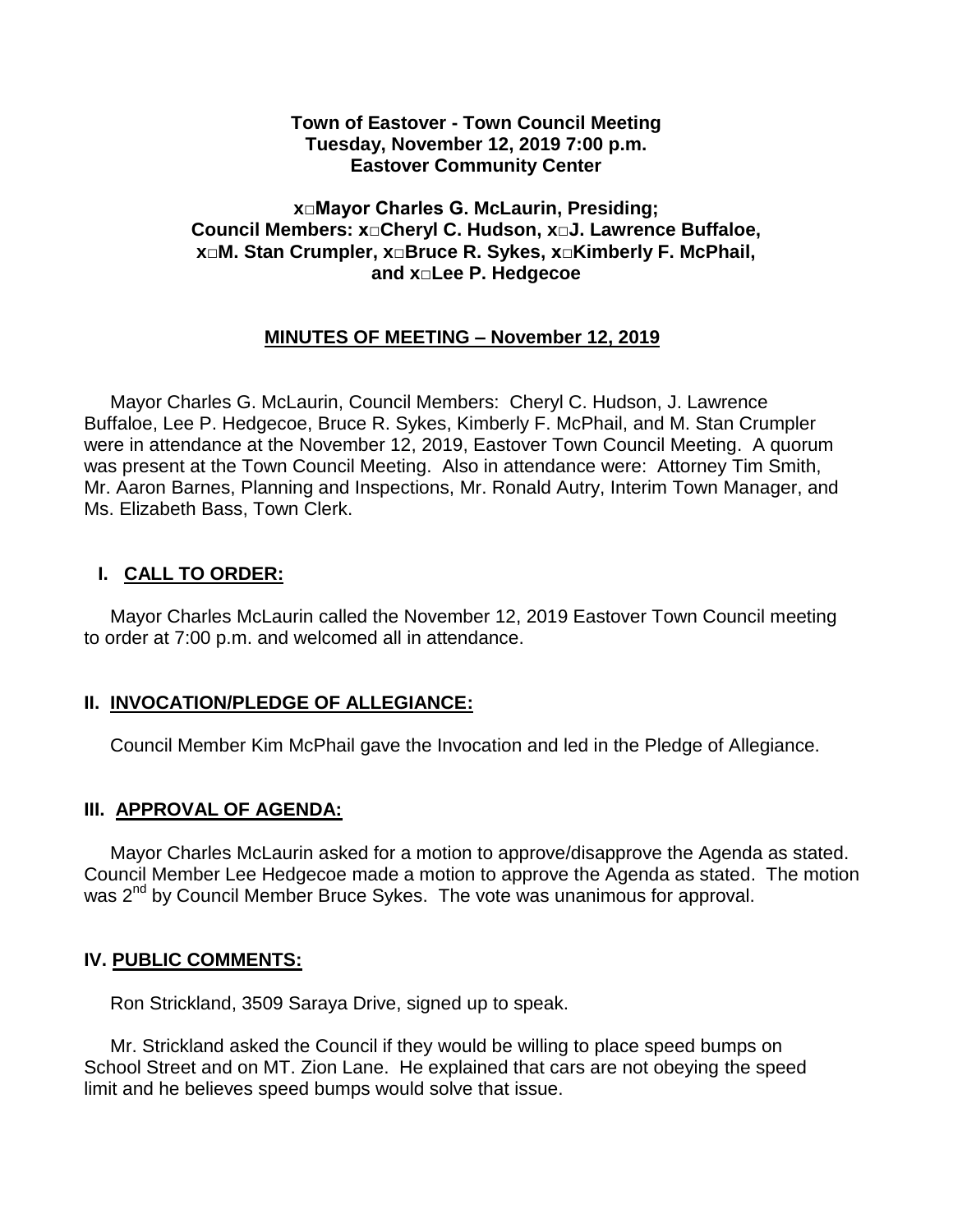**Town of Eastover - Town Council Meeting**
**Tuesday, November 12, 2019 7:00 p.m.**
**Eastover Community Center**

**x□Mayor Charles G. McLaurin, Presiding;**
**Council Members: x□Cheryl C. Hudson, x□J. Lawrence Buffaloe,**
**x□M. Stan Crumpler, x□Bruce R. Sykes, x□Kimberly F. McPhail,**
**and x□Lee P. Hedgecoe**

## MINUTES OF MEETING – November 12, 2019

Mayor Charles G. McLaurin, Council Members: Cheryl C. Hudson, J. Lawrence Buffaloe, Lee P. Hedgecoe, Bruce R. Sykes, Kimberly F. McPhail, and M. Stan Crumpler were in attendance at the November 12, 2019, Eastover Town Council Meeting. A quorum was present at the Town Council Meeting. Also in attendance were: Attorney Tim Smith, Mr. Aaron Barnes, Planning and Inspections, Mr. Ronald Autry, Interim Town Manager, and Ms. Elizabeth Bass, Town Clerk.

## I. CALL TO ORDER:

Mayor Charles McLaurin called the November 12, 2019 Eastover Town Council meeting to order at 7:00 p.m. and welcomed all in attendance.

## II. INVOCATION/PLEDGE OF ALLEGIANCE:

Council Member Kim McPhail gave the Invocation and led in the Pledge of Allegiance.

## III. APPROVAL OF AGENDA:

Mayor Charles McLaurin asked for a motion to approve/disapprove the Agenda as stated. Council Member Lee Hedgecoe made a motion to approve the Agenda as stated. The motion was 2nd by Council Member Bruce Sykes. The vote was unanimous for approval.

## IV. PUBLIC COMMENTS:

Ron Strickland, 3509 Saraya Drive, signed up to speak.

Mr. Strickland asked the Council if they would be willing to place speed bumps on School Street and on MT. Zion Lane. He explained that cars are not obeying the speed limit and he believes speed bumps would solve that issue.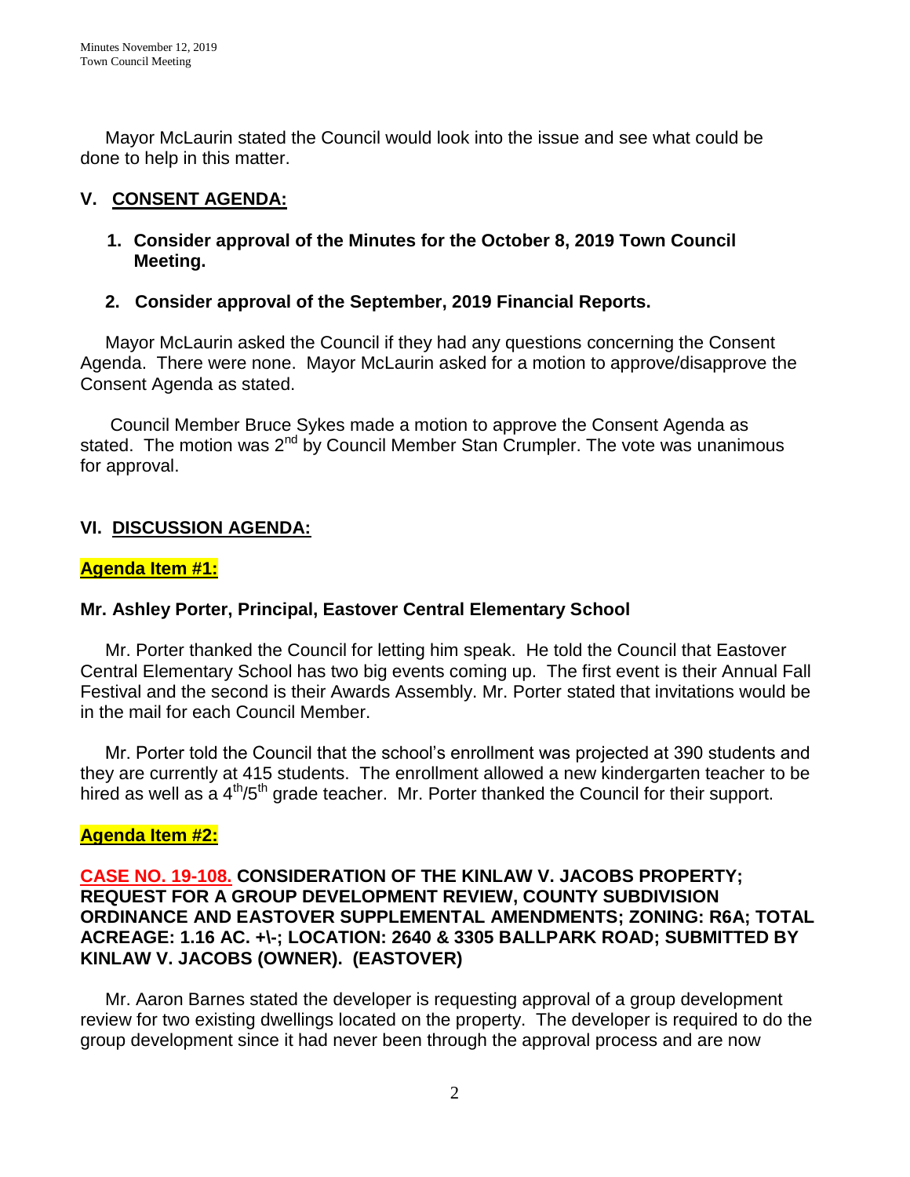Mayor McLaurin stated the Council would look into the issue and see what could be done to help in this matter.

## V. CONSENT AGENDA:

1. **Consider approval of the Minutes for the October 8, 2019 Town Council Meeting.**

2. **Consider approval of the September, 2019 Financial Reports.**

Mayor McLaurin asked the Council if they had any questions concerning the Consent Agenda. There were none. Mayor McLaurin asked for a motion to approve/disapprove the Consent Agenda as stated.

Council Member Bruce Sykes made a motion to approve the Consent Agenda as stated. The motion was 2nd by Council Member Stan Crumpler. The vote was unanimous for approval.

## VI. DISCUSSION AGENDA:

**Agenda Item #1:**

**Mr. Ashley Porter, Principal, Eastover Central Elementary School**

Mr. Porter thanked the Council for letting him speak. He told the Council that Eastover Central Elementary School has two big events coming up. The first event is their Annual Fall Festival and the second is their Awards Assembly. Mr. Porter stated that invitations would be in the mail for each Council Member.

Mr. Porter told the Council that the school's enrollment was projected at 390 students and they are currently at 415 students. The enrollment allowed a new kindergarten teacher to be hired as well as a 4th/5th grade teacher. Mr. Porter thanked the Council for their support.

**Agenda Item #2:**

**CASE NO. 19-108. CONSIDERATION OF THE KINLAW V. JACOBS PROPERTY; REQUEST FOR A GROUP DEVELOPMENT REVIEW, COUNTY SUBDIVISION ORDINANCE AND EASTOVER SUPPLEMENTAL AMENDMENTS; ZONING: R6A; TOTAL ACREAGE: 1.16 AC. +\-; LOCATION: 2640 & 3305 BALLPARK ROAD; SUBMITTED BY KINLAW V. JACOBS (OWNER). (EASTOVER)**

Mr. Aaron Barnes stated the developer is requesting approval of a group development review for two existing dwellings located on the property. The developer is required to do the group development since it had never been through the approval process and are now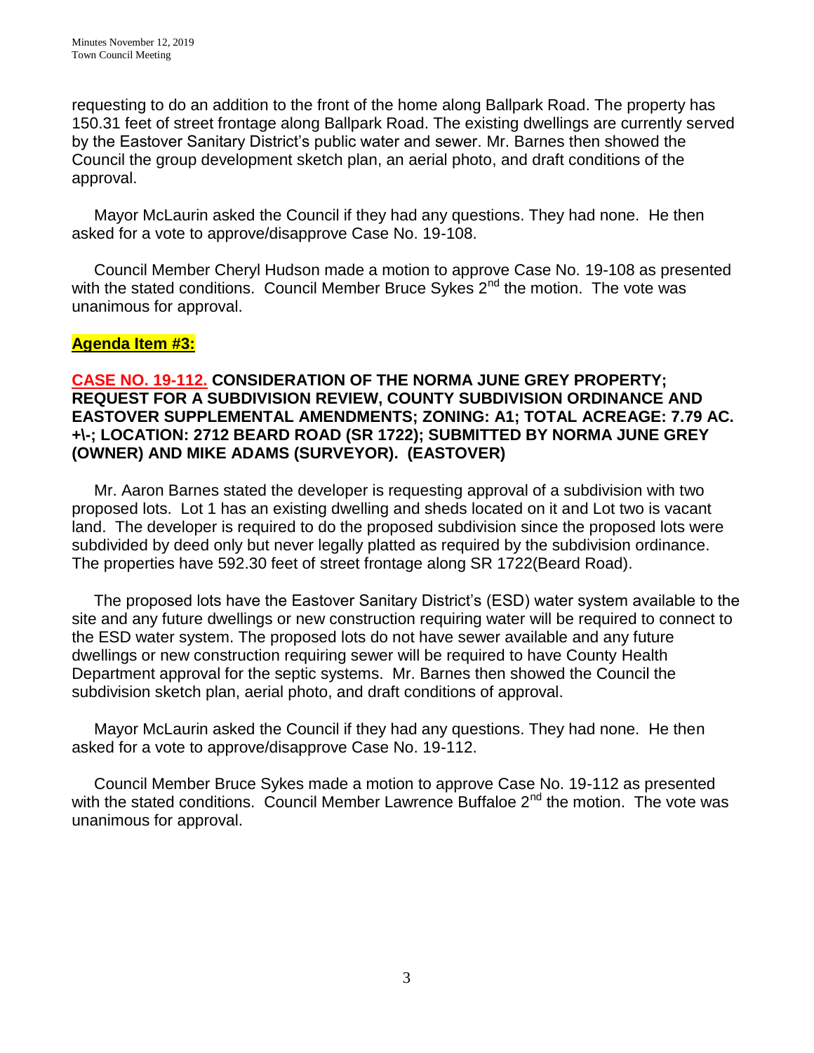requesting to do an addition to the front of the home along Ballpark Road. The property has 150.31 feet of street frontage along Ballpark Road. The existing dwellings are currently served by the Eastover Sanitary District's public water and sewer. Mr. Barnes then showed the Council the group development sketch plan, an aerial photo, and draft conditions of the approval.

Mayor McLaurin asked the Council if they had any questions. They had none. He then asked for a vote to approve/disapprove Case No. 19-108.

Council Member Cheryl Hudson made a motion to approve Case No. 19-108 as presented with the stated conditions. Council Member Bruce Sykes 2nd the motion. The vote was unanimous for approval.

**Agenda Item #3:**

**CASE NO. 19-112. CONSIDERATION OF THE NORMA JUNE GREY PROPERTY; REQUEST FOR A SUBDIVISION REVIEW, COUNTY SUBDIVISION ORDINANCE AND EASTOVER SUPPLEMENTAL AMENDMENTS; ZONING: A1; TOTAL ACREAGE: 7.79 AC. +\-; LOCATION: 2712 BEARD ROAD (SR 1722); SUBMITTED BY NORMA JUNE GREY (OWNER) AND MIKE ADAMS (SURVEYOR). (EASTOVER)**

Mr. Aaron Barnes stated the developer is requesting approval of a subdivision with two proposed lots. Lot 1 has an existing dwelling and sheds located on it and Lot two is vacant land. The developer is required to do the proposed subdivision since the proposed lots were subdivided by deed only but never legally platted as required by the subdivision ordinance. The properties have 592.30 feet of street frontage along SR 1722(Beard Road).

The proposed lots have the Eastover Sanitary District's (ESD) water system available to the site and any future dwellings or new construction requiring water will be required to connect to the ESD water system. The proposed lots do not have sewer available and any future dwellings or new construction requiring sewer will be required to have County Health Department approval for the septic systems. Mr. Barnes then showed the Council the subdivision sketch plan, aerial photo, and draft conditions of approval.

Mayor McLaurin asked the Council if they had any questions. They had none. He then asked for a vote to approve/disapprove Case No. 19-112.

Council Member Bruce Sykes made a motion to approve Case No. 19-112 as presented with the stated conditions. Council Member Lawrence Buffaloe 2nd the motion. The vote was unanimous for approval.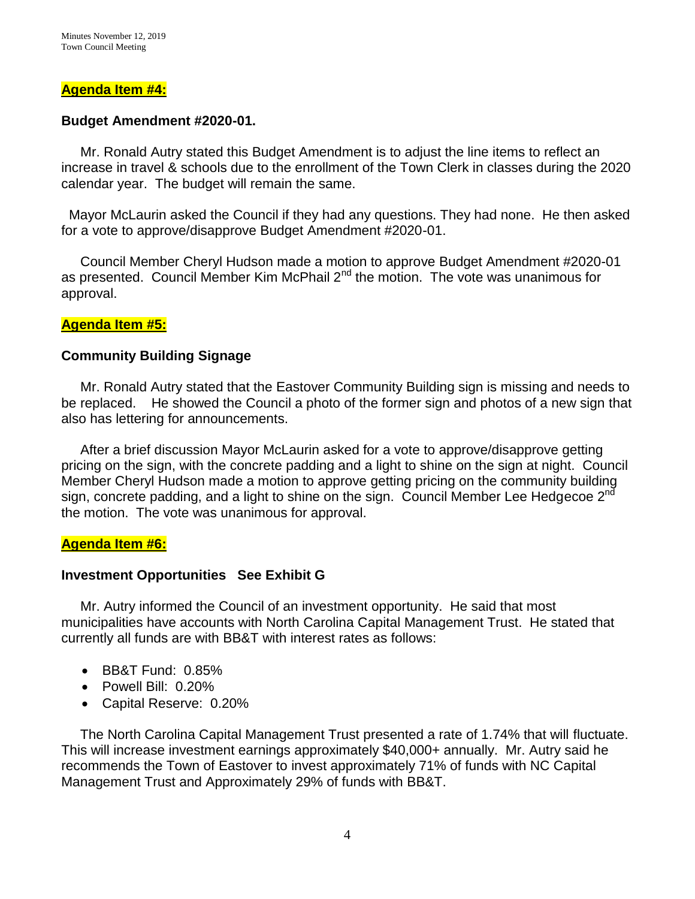**Agenda Item #4:**

**Budget Amendment #2020-01.**

Mr. Ronald Autry stated this Budget Amendment is to adjust the line items to reflect an increase in travel & schools due to the enrollment of the Town Clerk in classes during the 2020 calendar year. The budget will remain the same.

Mayor McLaurin asked the Council if they had any questions. They had none. He then asked for a vote to approve/disapprove Budget Amendment #2020-01.

Council Member Cheryl Hudson made a motion to approve Budget Amendment #2020-01 as presented. Council Member Kim McPhail 2nd the motion. The vote was unanimous for approval.

**Agenda Item #5:**

**Community Building Signage**

Mr. Ronald Autry stated that the Eastover Community Building sign is missing and needs to be replaced. He showed the Council a photo of the former sign and photos of a new sign that also has lettering for announcements.

After a brief discussion Mayor McLaurin asked for a vote to approve/disapprove getting pricing on the sign, with the concrete padding and a light to shine on the sign at night. Council Member Cheryl Hudson made a motion to approve getting pricing on the community building sign, concrete padding, and a light to shine on the sign. Council Member Lee Hedgecoe 2nd the motion. The vote was unanimous for approval.

**Agenda Item #6:**

**Investment Opportunities See Exhibit G**

Mr. Autry informed the Council of an investment opportunity. He said that most municipalities have accounts with North Carolina Capital Management Trust. He stated that currently all funds are with BB&T with interest rates as follows:

- BB&T Fund: 0.85%
- Powell Bill: 0.20%
- Capital Reserve: 0.20%

The North Carolina Capital Management Trust presented a rate of 1.74% that will fluctuate. This will increase investment earnings approximately $40,000+ annually. Mr. Autry said he recommends the Town of Eastover to invest approximately 71% of funds with NC Capital Management Trust and Approximately 29% of funds with BB&T.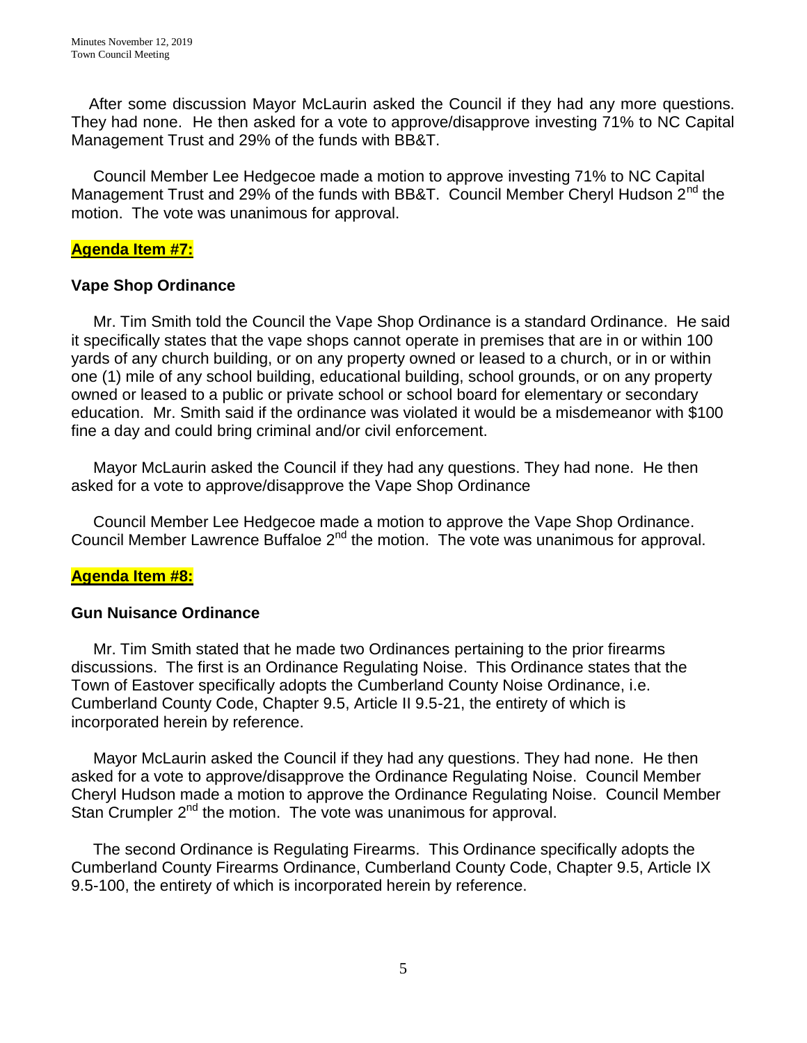After some discussion Mayor McLaurin asked the Council if they had any more questions. They had none. He then asked for a vote to approve/disapprove investing 71% to NC Capital Management Trust and 29% of the funds with BB&T.

Council Member Lee Hedgecoe made a motion to approve investing 71% to NC Capital Management Trust and 29% of the funds with BB&T. Council Member Cheryl Hudson 2nd the motion. The vote was unanimous for approval.

**Agenda Item #7:**

**Vape Shop Ordinance**

Mr. Tim Smith told the Council the Vape Shop Ordinance is a standard Ordinance. He said it specifically states that the vape shops cannot operate in premises that are in or within 100 yards of any church building, or on any property owned or leased to a church, or in or within one (1) mile of any school building, educational building, school grounds, or on any property owned or leased to a public or private school or school board for elementary or secondary education. Mr. Smith said if the ordinance was violated it would be a misdemeanor with $100 fine a day and could bring criminal and/or civil enforcement.

Mayor McLaurin asked the Council if they had any questions. They had none. He then asked for a vote to approve/disapprove the Vape Shop Ordinance

Council Member Lee Hedgecoe made a motion to approve the Vape Shop Ordinance. Council Member Lawrence Buffaloe 2nd the motion. The vote was unanimous for approval.

**Agenda Item #8:**

**Gun Nuisance Ordinance**

Mr. Tim Smith stated that he made two Ordinances pertaining to the prior firearms discussions. The first is an Ordinance Regulating Noise. This Ordinance states that the Town of Eastover specifically adopts the Cumberland County Noise Ordinance, i.e. Cumberland County Code, Chapter 9.5, Article II 9.5-21, the entirety of which is incorporated herein by reference.

Mayor McLaurin asked the Council if they had any questions. They had none. He then asked for a vote to approve/disapprove the Ordinance Regulating Noise. Council Member Cheryl Hudson made a motion to approve the Ordinance Regulating Noise. Council Member Stan Crumpler 2nd the motion. The vote was unanimous for approval.

The second Ordinance is Regulating Firearms. This Ordinance specifically adopts the Cumberland County Firearms Ordinance, Cumberland County Code, Chapter 9.5, Article IX 9.5-100, the entirety of which is incorporated herein by reference.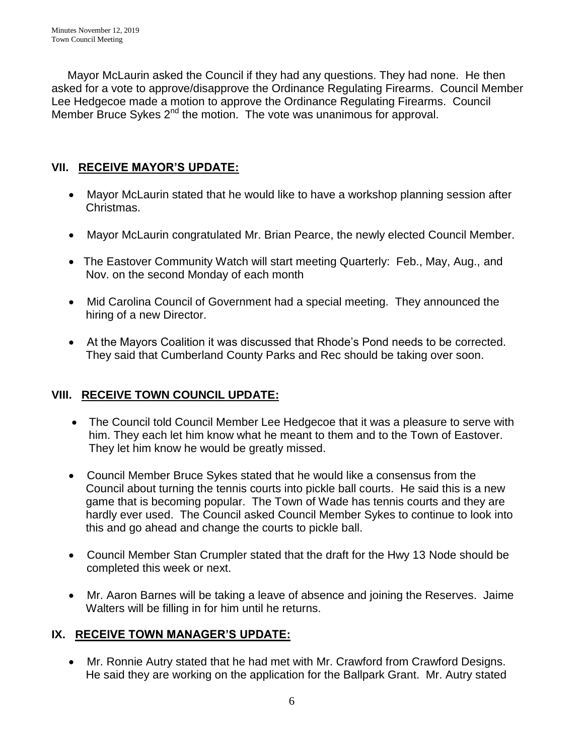Mayor McLaurin asked the Council if they had any questions. They had none. He then asked for a vote to approve/disapprove the Ordinance Regulating Firearms. Council Member Lee Hedgecoe made a motion to approve the Ordinance Regulating Firearms. Council Member Bruce Sykes 2nd the motion. The vote was unanimous for approval.

## VII. RECEIVE MAYOR'S UPDATE:

- Mayor McLaurin stated that he would like to have a workshop planning session after Christmas.
- Mayor McLaurin congratulated Mr. Brian Pearce, the newly elected Council Member.
- The Eastover Community Watch will start meeting Quarterly: Feb., May, Aug., and Nov. on the second Monday of each month
- Mid Carolina Council of Government had a special meeting. They announced the hiring of a new Director.
- At the Mayors Coalition it was discussed that Rhode's Pond needs to be corrected. They said that Cumberland County Parks and Rec should be taking over soon.

## VIII. RECEIVE TOWN COUNCIL UPDATE:

- The Council told Council Member Lee Hedgecoe that it was a pleasure to serve with him. They each let him know what he meant to them and to the Town of Eastover. They let him know he would be greatly missed.
- Council Member Bruce Sykes stated that he would like a consensus from the Council about turning the tennis courts into pickle ball courts. He said this is a new game that is becoming popular. The Town of Wade has tennis courts and they are hardly ever used. The Council asked Council Member Sykes to continue to look into this and go ahead and change the courts to pickle ball.
- Council Member Stan Crumpler stated that the draft for the Hwy 13 Node should be completed this week or next.
- Mr. Aaron Barnes will be taking a leave of absence and joining the Reserves. Jaime Walters will be filling in for him until he returns.

## IX. RECEIVE TOWN MANAGER'S UPDATE:

- Mr. Ronnie Autry stated that he had met with Mr. Crawford from Crawford Designs. He said they are working on the application for the Ballpark Grant. Mr. Autry stated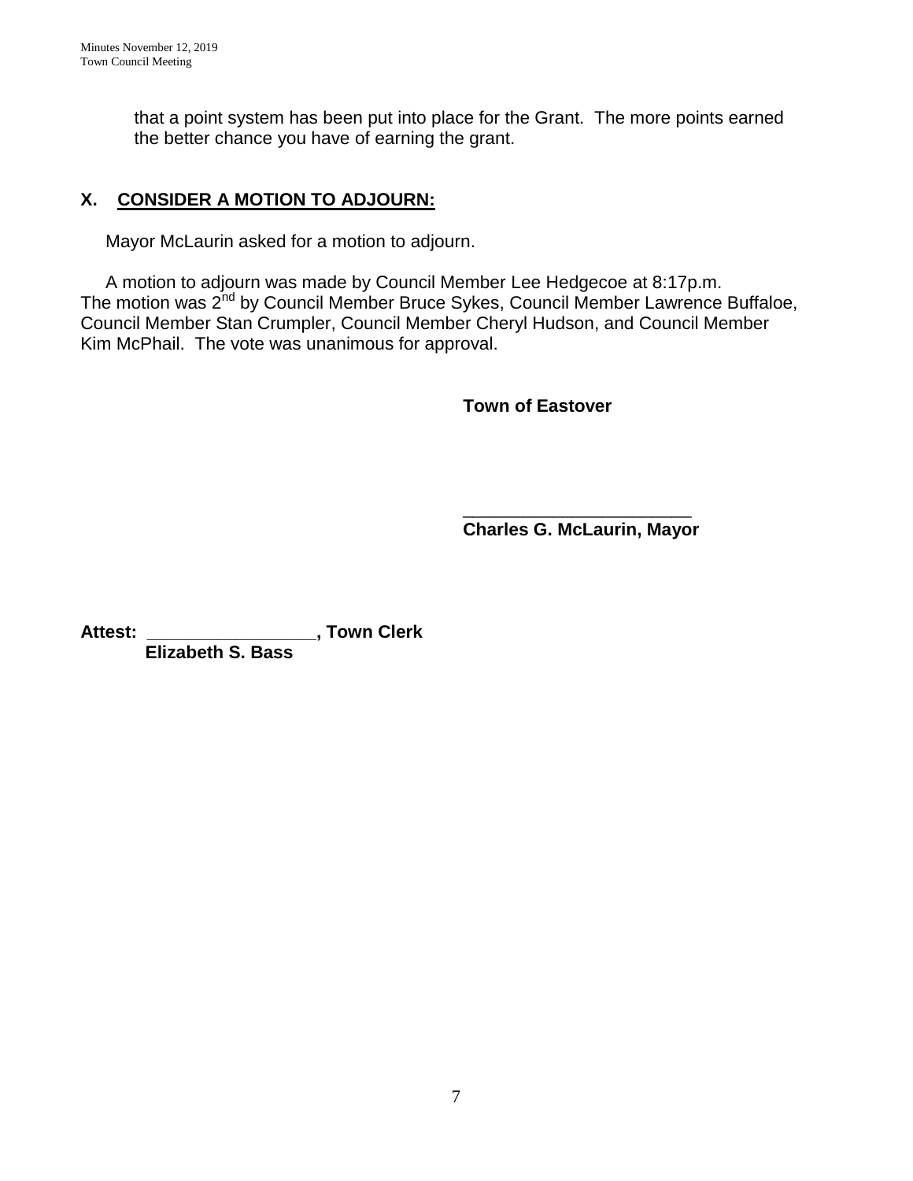that a point system has been put into place for the Grant. The more points earned the better chance you have of earning the grant.

## X. CONSIDER A MOTION TO ADJOURN:

Mayor McLaurin asked for a motion to adjourn.

A motion to adjourn was made by Council Member Lee Hedgecoe at 8:17p.m. The motion was 2nd by Council Member Bruce Sykes, Council Member Lawrence Buffaloe, Council Member Stan Crumpler, Council Member Cheryl Hudson, and Council Member Kim McPhail. The vote was unanimous for approval.

**Town of Eastover**

_______________________
**Charles G. McLaurin, Mayor**

**Attest: _________________, Town Clerk**
**Elizabeth S. Bass**